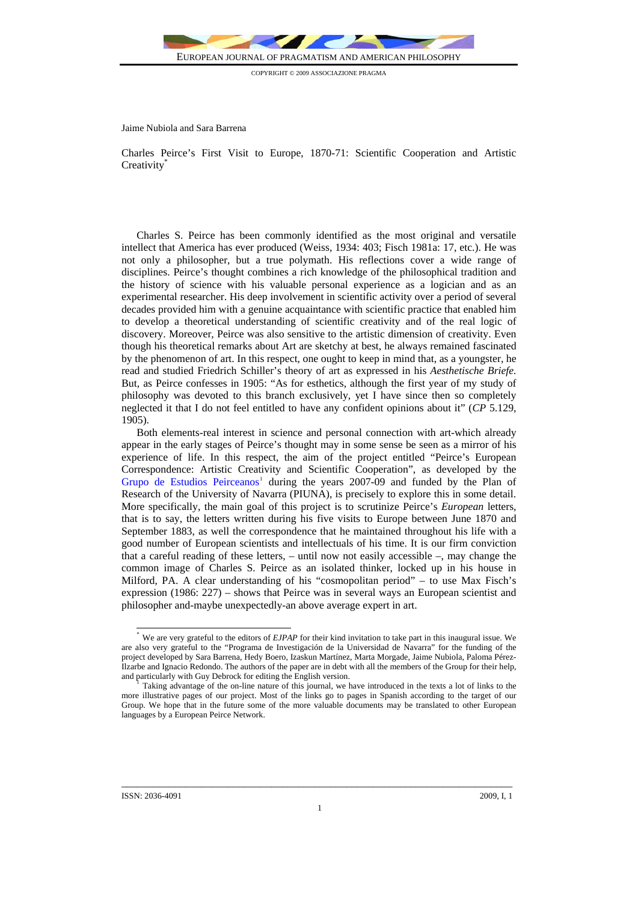Jaime Nubiola and Sara Barrena

# Charles Peirce's First Visit to Europe, 1870-71: Scientific Cooperation and Artistic Creativity*

Charles S. Peirce has been commonly identified as the most original and versatile intellect that America has ever produced (Weiss, 1934: 403; Fisch 1981a: 17, etc.). He was not only a philosopher, but a true polymath. His reflections cover a wide range of disciplines. Peirce's thought combines a rich knowledge of the philosophical tradition and the history of science with his valuable personal experience as a logician and as an experimental researcher. His deep involvement in scientific activity over a period of several decades provided him with a genuine acquaintance with scientific practice that enabled him to develop a theoretical understanding of scientific creativity and of the real logic of discovery. Moreover, Peirce was also sensitive to the artistic dimension of creativity. Even though his theoretical remarks about Art are sketchy at best, he always remained fascinated by the phenomenon of art. In this respect, one ought to keep in mind that, as a youngster, he read and studied Friedrich Schiller's theory of art as expressed in his *Aesthetische Briefe.* But, as Peirce confesses in 1905: "As for esthetics, although the first year of my study of philosophy was devoted to this branch exclusively, yet I have since then so completely neglected it that I do not feel entitled to have any confident opinions about it" (*CP* 5.129, 1905).

Both elements-real interest in science and personal connection with art-which already appear in the early stages of Peirce's thought may in some sense be seen as a mirror of his experience of life. In this respect, the aim of the project entitled "Peirce's European Correspondence: Artistic Creativity and Scientific Cooperation", as developed by the Grupo de Estudios Peirceanos[1] during the years 2007-09 and funded by the Plan of Research of the University of Navarra (PIUNA), is precisely to explore this in some detail. More specifically, the main goal of this project is to scrutinize Peirce's *European* letters, that is to say, the letters written during his five visits to Europe between June 1870 and September 1883, as well the correspondence that he maintained throughout his life with a good number of European scientists and intellectuals of his time. It is our firm conviction that a careful reading of these letters, – until now not easily accessible –, may change the common image of Charles S. Peirce as an isolated thinker, locked up in his house in Milford, PA. A clear understanding of his "cosmopolitan period" – to use Max Fisch's expression (1986: 227) – shows that Peirce was in several ways an European scientist and philosopher and-maybe unexpectedly-an above average expert in art.

---

* We are very grateful to the editors of *EJPAP* for their kind invitation to take part in this inaugural issue. We are also very grateful to the "Programa de Investigación de la Universidad de Navarra" for the funding of the project developed by Sara Barrena, Hedy Boero, Izaskun Martínez, Marta Morgade, Jaime Nubiola, Paloma Pérez-Ilzarbe and Ignacio Redondo. The authors of the paper are in debt with all the members of the Group for their help, and particularly with Guy Debrock for editing the English version.

[1] Taking advantage of the on-line nature of this journal, we have introduced in the texts a lot of links to the more illustrative pages of our project. Most of the links go to pages in Spanish according to the target of our Group. We hope that in the future some of the more valuable documents may be translated to other European languages by a European Peirce Network.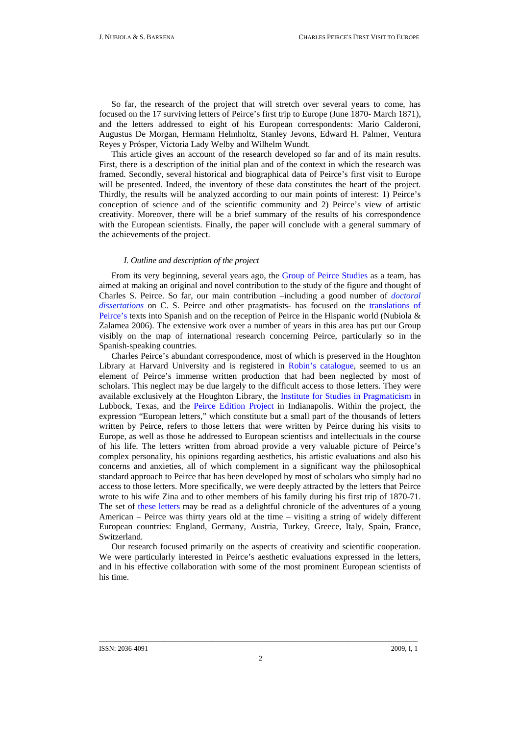So far, the research of the project that will stretch over several years to come, has focused on the 17 surviving letters of Peirce's first trip to Europe (June 1870- March 1871), and the letters addressed to eight of his European correspondents: Mario Calderoni, Augustus De Morgan, Hermann Helmholtz, Stanley Jevons, Edward H. Palmer, Ventura Reyes y Prósper, Victoria Lady Welby and Wilhelm Wundt.

This article gives an account of the research developed so far and of its main results. First, there is a description of the initial plan and of the context in which the research was framed. Secondly, several historical and biographical data of Peirce's first visit to Europe will be presented. Indeed, the inventory of these data constitutes the heart of the project. Thirdly, the results will be analyzed according to our main points of interest: 1) Peirce's conception of science and of the scientific community and 2) Peirce's view of artistic creativity. Moreover, there will be a brief summary of the results of his correspondence with the European scientists. Finally, the paper will conclude with a general summary of the achievements of the project.

### *I. Outline and description of the project*

From its very beginning, several years ago, the Group of Peirce Studies as a team, has aimed at making an original and novel contribution to the study of the figure and thought of Charles S. Peirce. So far, our main contribution –including a good number of *doctoral dissertations* on C. S. Peirce and other pragmatists- has focused on the translations of Peirce's texts into Spanish and on the reception of Peirce in the Hispanic world (Nubiola & Zalamea 2006). The extensive work over a number of years in this area has put our Group visibly on the map of international research concerning Peirce, particularly so in the Spanish-speaking countries.

Charles Peirce's abundant correspondence, most of which is preserved in the Houghton Library at Harvard University and is registered in Robin's catalogue, seemed to us an element of Peirce's immense written production that had been neglected by most of scholars. This neglect may be due largely to the difficult access to those letters. They were available exclusively at the Houghton Library, the Institute for Studies in Pragmaticism in Lubbock, Texas, and the Peirce Edition Project in Indianapolis. Within the project, the expression "European letters," which constitute but a small part of the thousands of letters written by Peirce, refers to those letters that were written by Peirce during his visits to Europe, as well as those he addressed to European scientists and intellectuals in the course of his life. The letters written from abroad provide a very valuable picture of Peirce's complex personality, his opinions regarding aesthetics, his artistic evaluations and also his concerns and anxieties, all of which complement in a significant way the philosophical standard approach to Peirce that has been developed by most of scholars who simply had no access to those letters. More specifically, we were deeply attracted by the letters that Peirce wrote to his wife Zina and to other members of his family during his first trip of 1870-71. The set of these letters may be read as a delightful chronicle of the adventures of a young American – Peirce was thirty years old at the time – visiting a string of widely different European countries: England, Germany, Austria, Turkey, Greece, Italy, Spain, France, Switzerland.

Our research focused primarily on the aspects of creativity and scientific cooperation. We were particularly interested in Peirce's aesthetic evaluations expressed in the letters, and in his effective collaboration with some of the most prominent European scientists of his time.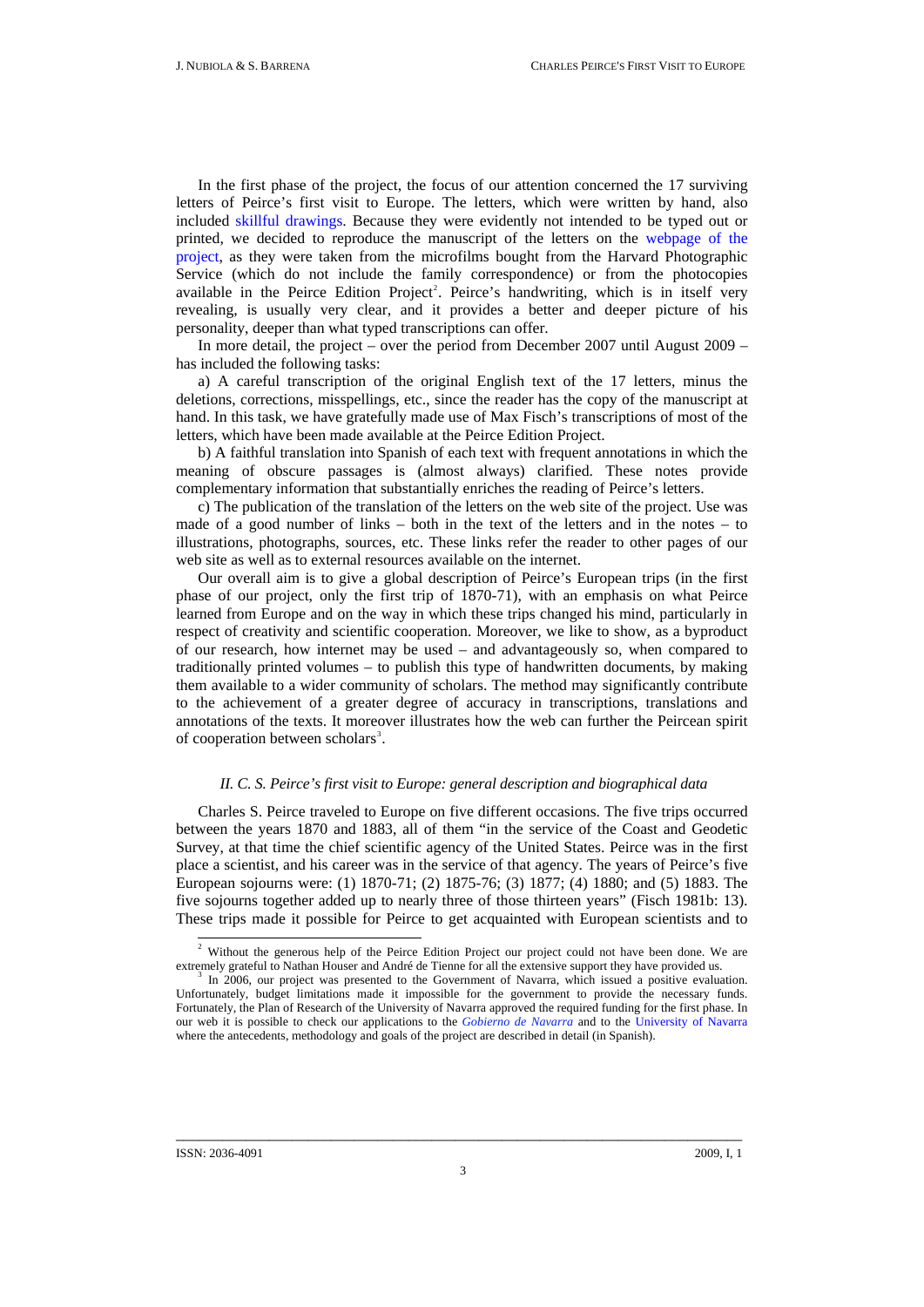In the first phase of the project, the focus of our attention concerned the 17 surviving letters of Peirce's first visit to Europe. The letters, which were written by hand, also included skillful drawings. Because they were evidently not intended to be typed out or printed, we decided to reproduce the manuscript of the letters on the webpage of the project, as they were taken from the microfilms bought from the Harvard Photographic Service (which do not include the family correspondence) or from the photocopies available in the Peirce Edition Project[2]. Peirce's handwriting, which is in itself very revealing, is usually very clear, and it provides a better and deeper picture of his personality, deeper than what typed transcriptions can offer.

In more detail, the project – over the period from December 2007 until August 2009 – has included the following tasks:

a) A careful transcription of the original English text of the 17 letters, minus the deletions, corrections, misspellings, etc., since the reader has the copy of the manuscript at hand. In this task, we have gratefully made use of Max Fisch's transcriptions of most of the letters, which have been made available at the Peirce Edition Project.

b) A faithful translation into Spanish of each text with frequent annotations in which the meaning of obscure passages is (almost always) clarified. These notes provide complementary information that substantially enriches the reading of Peirce's letters.

c) The publication of the translation of the letters on the web site of the project. Use was made of a good number of links – both in the text of the letters and in the notes – to illustrations, photographs, sources, etc. These links refer the reader to other pages of our web site as well as to external resources available on the internet.

Our overall aim is to give a global description of Peirce's European trips (in the first phase of our project, only the first trip of 1870-71), with an emphasis on what Peirce learned from Europe and on the way in which these trips changed his mind, particularly in respect of creativity and scientific cooperation. Moreover, we like to show, as a byproduct of our research, how internet may be used – and advantageously so, when compared to traditionally printed volumes – to publish this type of handwritten documents, by making them available to a wider community of scholars. The method may significantly contribute to the achievement of a greater degree of accuracy in transcriptions, translations and annotations of the texts. It moreover illustrates how the web can further the Peircean spirit of cooperation between scholars[3].

### *II. C. S. Peirce's first visit to Europe: general description and biographical data*

Charles S. Peirce traveled to Europe on five different occasions. The five trips occurred between the years 1870 and 1883, all of them "in the service of the Coast and Geodetic Survey, at that time the chief scientific agency of the United States. Peirce was in the first place a scientist, and his career was in the service of that agency. The years of Peirce's five European sojourns were: (1) 1870-71; (2) 1875-76; (3) 1877; (4) 1880; and (5) 1883. The five sojourns together added up to nearly three of those thirteen years" (Fisch 1981b: 13). These trips made it possible for Peirce to get acquainted with European scientists and to

---

[2] Without the generous help of the Peirce Edition Project our project could not have been done. We are extremely grateful to Nathan Houser and André de Tienne for all the extensive support they have provided us.

[3] In 2006, our project was presented to the Government of Navarra, which issued a positive evaluation. Unfortunately, budget limitations made it impossible for the government to provide the necessary funds. Fortunately, the Plan of Research of the University of Navarra approved the required funding for the first phase. In our web it is possible to check our applications to the *Gobierno de Navarra* and to the University of Navarra where the antecedents, methodology and goals of the project are described in detail (in Spanish).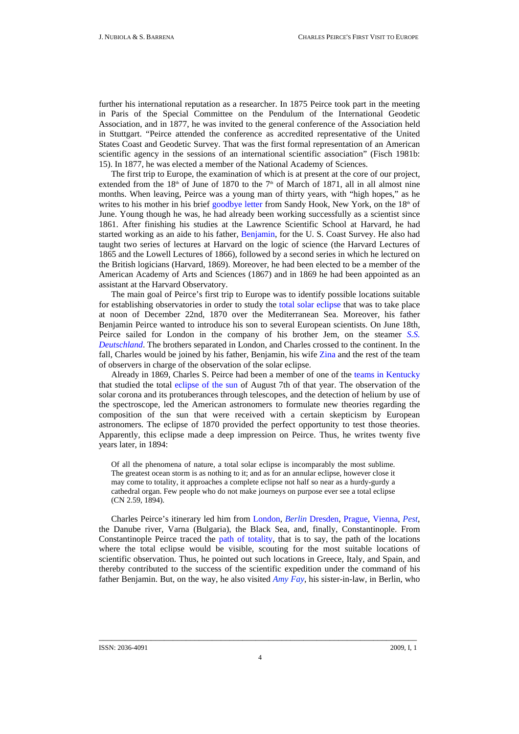further his international reputation as a researcher. In 1875 Peirce took part in the meeting in Paris of the Special Committee on the Pendulum of the International Geodetic Association, and in 1877, he was invited to the general conference of the Association held in Stuttgart. "Peirce attended the conference as accredited representative of the United States Coast and Geodetic Survey. That was the first formal representation of an American scientific agency in the sessions of an international scientific association" (Fisch 1981b: 15). In 1877, he was elected a member of the National Academy of Sciences.

The first trip to Europe, the examination of which is at present at the core of our project, extended from the 18th of June of 1870 to the 7th of March of 1871, all in all almost nine months. When leaving, Peirce was a young man of thirty years, with "high hopes," as he writes to his mother in his brief goodbye letter from Sandy Hook, New York, on the 18th of June. Young though he was, he had already been working successfully as a scientist since 1861. After finishing his studies at the Lawrence Scientific School at Harvard, he had started working as an aide to his father, Benjamin, for the U. S. Coast Survey. He also had taught two series of lectures at Harvard on the logic of science (the Harvard Lectures of 1865 and the Lowell Lectures of 1866), followed by a second series in which he lectured on the British logicians (Harvard, 1869). Moreover, he had been elected to be a member of the American Academy of Arts and Sciences (1867) and in 1869 he had been appointed as an assistant at the Harvard Observatory.

The main goal of Peirce's first trip to Europe was to identify possible locations suitable for establishing observatories in order to study the total solar eclipse that was to take place at noon of December 22nd, 1870 over the Mediterranean Sea. Moreover, his father Benjamin Peirce wanted to introduce his son to several European scientists. On June 18th, Peirce sailed for London in the company of his brother Jem, on the steamer *S.S. Deutschland*. The brothers separated in London, and Charles crossed to the continent. In the fall, Charles would be joined by his father, Benjamin, his wife Zina and the rest of the team of observers in charge of the observation of the solar eclipse.

Already in 1869, Charles S. Peirce had been a member of one of the teams in Kentucky that studied the total eclipse of the sun of August 7th of that year. The observation of the solar corona and its protuberances through telescopes, and the detection of helium by use of the spectroscope, led the American astronomers to formulate new theories regarding the composition of the sun that were received with a certain skepticism by European astronomers. The eclipse of 1870 provided the perfect opportunity to test those theories. Apparently, this eclipse made a deep impression on Peirce. Thus, he writes twenty five years later, in 1894:

> Of all the phenomena of nature, a total solar eclipse is incomparably the most sublime. The greatest ocean storm is as nothing to it; and as for an annular eclipse, however close it may come to totality, it approaches a complete eclipse not half so near as a hurdy-gurdy a cathedral organ. Few people who do not make journeys on purpose ever see a total eclipse (CN 2.59, 1894).

Charles Peirce's itinerary led him from London, *Berlin* Dresden, Prague, Vienna, *Pest*, the Danube river, Varna (Bulgaria), the Black Sea, and, finally, Constantinople. From Constantinople Peirce traced the path of totality, that is to say, the path of the locations where the total eclipse would be visible, scouting for the most suitable locations of scientific observation. Thus, he pointed out such locations in Greece, Italy, and Spain, and thereby contributed to the success of the scientific expedition under the command of his father Benjamin. But, on the way, he also visited *Amy Fay*, his sister-in-law, in Berlin, who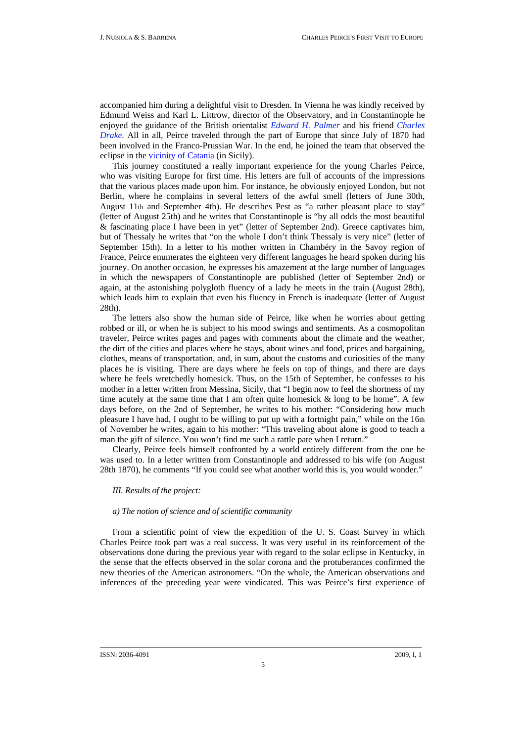accompanied him during a delightful visit to Dresden. In Vienna he was kindly received by Edmund Weiss and Karl L. Littrow, director of the Observatory, and in Constantinople he enjoyed the guidance of the British orientalist *Edward H. Palmer* and his friend *Charles Drake*. All in all, Peirce traveled through the part of Europe that since July of 1870 had been involved in the Franco-Prussian War. In the end, he joined the team that observed the eclipse in the vicinity of Catania (in Sicily).

This journey constituted a really important experience for the young Charles Peirce, who was visiting Europe for first time. His letters are full of accounts of the impressions that the various places made upon him. For instance, he obviously enjoyed London, but not Berlin, where he complains in several letters of the awful smell (letters of June 30th, August 11th and September 4th). He describes Pest as "a rather pleasant place to stay" (letter of August 25th) and he writes that Constantinople is "by all odds the most beautiful & fascinating place I have been in yet" (letter of September 2nd). Greece captivates him, but of Thessaly he writes that "on the whole I don't think Thessaly is very nice" (letter of September 15th). In a letter to his mother written in Chambéry in the Savoy region of France, Peirce enumerates the eighteen very different languages he heard spoken during his journey. On another occasion, he expresses his amazement at the large number of languages in which the newspapers of Constantinople are published (letter of September 2nd) or again, at the astonishing polygloth fluency of a lady he meets in the train (August 28th), which leads him to explain that even his fluency in French is inadequate (letter of August 28th).

The letters also show the human side of Peirce, like when he worries about getting robbed or ill, or when he is subject to his mood swings and sentiments. As a cosmopolitan traveler, Peirce writes pages and pages with comments about the climate and the weather, the dirt of the cities and places where he stays, about wines and food, prices and bargaining, clothes, means of transportation, and, in sum, about the customs and curiosities of the many places he is visiting. There are days where he feels on top of things, and there are days where he feels wretchedly homesick. Thus, on the 15th of September, he confesses to his mother in a letter written from Messina, Sicily, that "I begin now to feel the shortness of my time acutely at the same time that I am often quite homesick & long to be home". A few days before, on the 2nd of September, he writes to his mother: "Considering how much pleasure I have had, I ought to be willing to put up with a fortnight pain," while on the 16th of November he writes, again to his mother: "This traveling about alone is good to teach a man the gift of silence. You won't find me such a rattle pate when I return."

Clearly, Peirce feels himself confronted by a world entirely different from the one he was used to. In a letter written from Constantinople and addressed to his wife (on August 28th 1870), he comments "If you could see what another world this is, you would wonder."

*III. Results of the project:*

*a) The notion of science and of scientific community*

From a scientific point of view the expedition of the U. S. Coast Survey in which Charles Peirce took part was a real success. It was very useful in its reinforcement of the observations done during the previous year with regard to the solar eclipse in Kentucky, in the sense that the effects observed in the solar corona and the protuberances confirmed the new theories of the American astronomers. "On the whole, the American observations and inferences of the preceding year were vindicated. This was Peirce's first experience of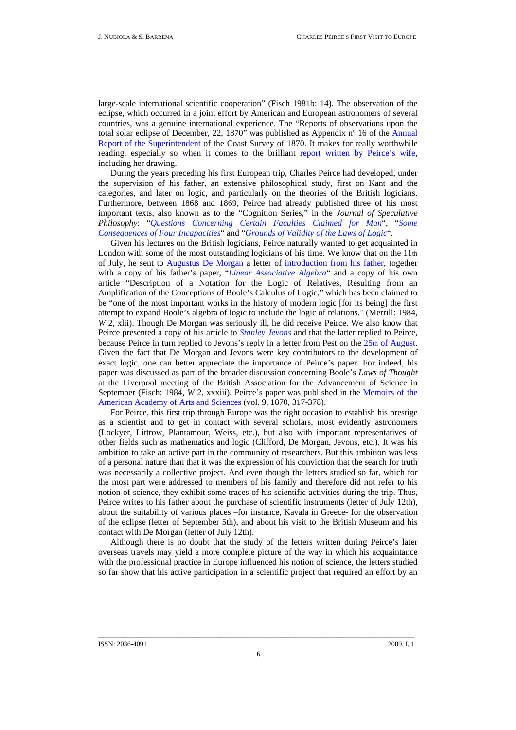large-scale international scientific cooperation" (Fisch 1981b: 14). The observation of the eclipse, which occurred in a joint effort by American and European astronomers of several countries, was a genuine international experience. The "Reports of observations upon the total solar eclipse of December, 22, 1870" was published as Appendix nº 16 of the Annual Report of the Superintendent of the Coast Survey of 1870. It makes for really worthwhile reading, especially so when it comes to the brilliant report written by Peirce's wife, including her drawing.

During the years preceding his first European trip, Charles Peirce had developed, under the supervision of his father, an extensive philosophical study, first on Kant and the categories, and later on logic, and particularly on the theories of the British logicians. Furthermore, between 1868 and 1869, Peirce had already published three of his most important texts, also known as to the "Cognition Series," in the *Journal of Speculative Philosophy*: "*Questions Concerning Certain Faculties Claimed for Man*", "*Some Consequences of Four Incapacities*" and "*Grounds of Validity of the Laws of Logic*".

Given his lectures on the British logicians, Peirce naturally wanted to get acquainted in London with some of the most outstanding logicians of his time. We know that on the 11th of July, he sent to Augustus De Morgan a letter of introduction from his father, together with a copy of his father's paper, "*Linear Associative Algebra*" and a copy of his own article "Description of a Notation for the Logic of Relatives, Resulting from an Amplification of the Conceptions of Boole's Calculus of Logic," which has been claimed to be "one of the most important works in the history of modern logic [for its being] the first attempt to expand Boole's algebra of logic to include the logic of relations." (Merrill: 1984, *W* 2, xlii). Though De Morgan was seriously ill, he did receive Peirce. We also know that Peirce presented a copy of his article to *Stanley Jevons* and that the latter replied to Peirce, because Peirce in turn replied to Jevons's reply in a letter from Pest on the 25th of August. Given the fact that De Morgan and Jevons were key contributors to the development of exact logic, one can better appreciate the importance of Peirce's paper. For indeed, his paper was discussed as part of the broader discussion concerning Boole's *Laws of Thought* at the Liverpool meeting of the British Association for the Advancement of Science in September (Fisch: 1984, *W* 2, xxxiii). Peirce's paper was published in the Memoirs of the American Academy of Arts and Sciences (vol. 9, 1870, 317-378).

For Peirce, this first trip through Europe was the right occasion to establish his prestige as a scientist and to get in contact with several scholars, most evidently astronomers (Lockyer, Littrow, Plantamour, Weiss, etc.), but also with important representatives of other fields such as mathematics and logic (Clifford, De Morgan, Jevons, etc.). It was his ambition to take an active part in the community of researchers. But this ambition was less of a personal nature than that it was the expression of his conviction that the search for truth was necessarily a collective project. And even though the letters studied so far, which for the most part were addressed to members of his family and therefore did not refer to his notion of science, they exhibit some traces of his scientific activities during the trip. Thus, Peirce writes to his father about the purchase of scientific instruments (letter of July 12th), about the suitability of various places –for instance, Kavala in Greece- for the observation of the eclipse (letter of September 5th), and about his visit to the British Museum and his contact with De Morgan (letter of July 12th).

Although there is no doubt that the study of the letters written during Peirce's later overseas travels may yield a more complete picture of the way in which his acquaintance with the professional practice in Europe influenced his notion of science, the letters studied so far show that his active participation in a scientific project that required an effort by an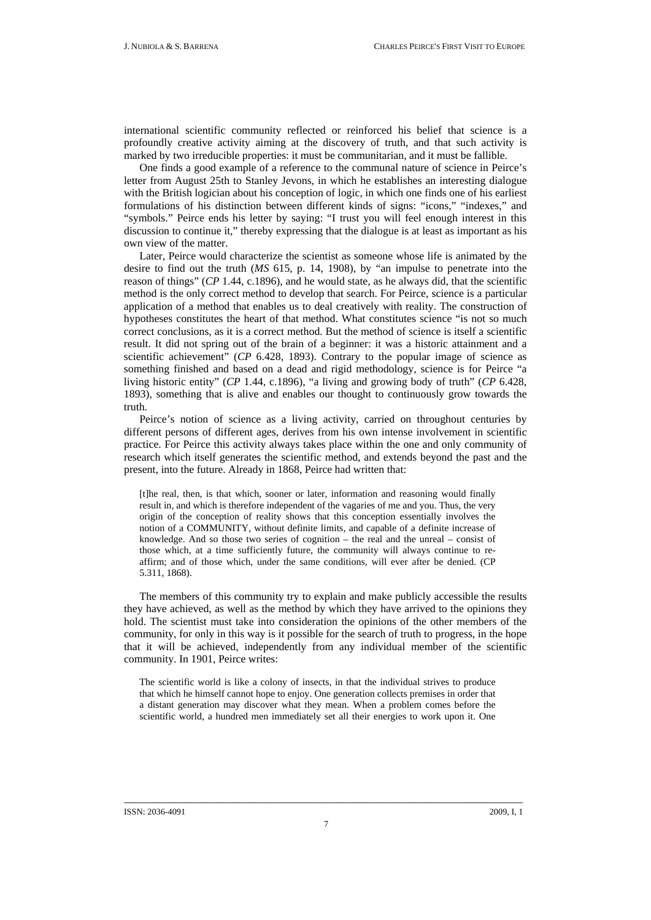international scientific community reflected or reinforced his belief that science is a profoundly creative activity aiming at the discovery of truth, and that such activity is marked by two irreducible properties: it must be communitarian, and it must be fallible.

One finds a good example of a reference to the communal nature of science in Peirce's letter from August 25th to Stanley Jevons, in which he establishes an interesting dialogue with the British logician about his conception of logic, in which one finds one of his earliest formulations of his distinction between different kinds of signs: "icons," "indexes," and "symbols." Peirce ends his letter by saying: "I trust you will feel enough interest in this discussion to continue it," thereby expressing that the dialogue is at least as important as his own view of the matter.

Later, Peirce would characterize the scientist as someone whose life is animated by the desire to find out the truth (*MS* 615, p. 14, 1908), by "an impulse to penetrate into the reason of things" (*CP* 1.44, c.1896), and he would state, as he always did, that the scientific method is the only correct method to develop that search. For Peirce, science is a particular application of a method that enables us to deal creatively with reality. The construction of hypotheses constitutes the heart of that method. What constitutes science "is not so much correct conclusions, as it is a correct method. But the method of science is itself a scientific result. It did not spring out of the brain of a beginner: it was a historic attainment and a scientific achievement" (*CP* 6.428, 1893). Contrary to the popular image of science as something finished and based on a dead and rigid methodology, science is for Peirce "a living historic entity" (*CP* 1.44, c.1896), "a living and growing body of truth" (*CP* 6.428, 1893), something that is alive and enables our thought to continuously grow towards the truth.

Peirce's notion of science as a living activity, carried on throughout centuries by different persons of different ages, derives from his own intense involvement in scientific practice. For Peirce this activity always takes place within the one and only community of research which itself generates the scientific method, and extends beyond the past and the present, into the future. Already in 1868, Peirce had written that:

> [t]he real, then, is that which, sooner or later, information and reasoning would finally result in, and which is therefore independent of the vagaries of me and you. Thus, the very origin of the conception of reality shows that this conception essentially involves the notion of a COMMUNITY, without definite limits, and capable of a definite increase of knowledge. And so those two series of cognition – the real and the unreal – consist of those which, at a time sufficiently future, the community will always continue to re-affirm; and of those which, under the same conditions, will ever after be denied. (CP 5.311, 1868).

The members of this community try to explain and make publicly accessible the results they have achieved, as well as the method by which they have arrived to the opinions they hold. The scientist must take into consideration the opinions of the other members of the community, for only in this way is it possible for the search of truth to progress, in the hope that it will be achieved, independently from any individual member of the scientific community. In 1901, Peirce writes:

> The scientific world is like a colony of insects, in that the individual strives to produce that which he himself cannot hope to enjoy. One generation collects premises in order that a distant generation may discover what they mean. When a problem comes before the scientific world, a hundred men immediately set all their energies to work upon it. One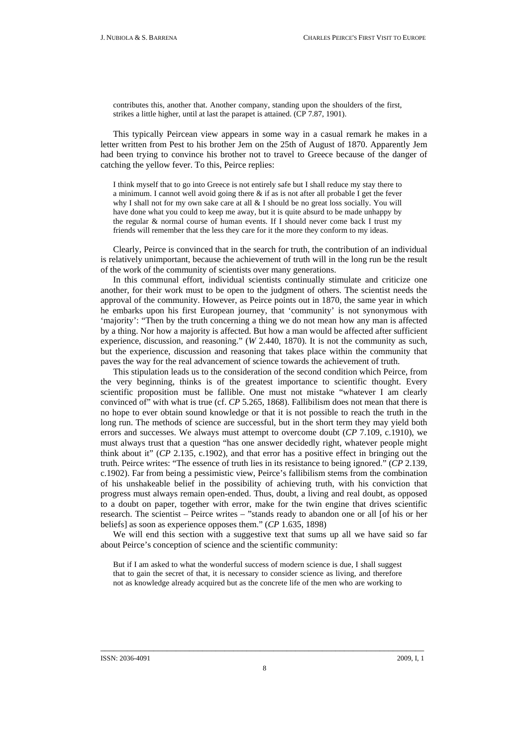> contributes this, another that. Another company, standing upon the shoulders of the first, strikes a little higher, until at last the parapet is attained. (CP 7.87, 1901).

This typically Peircean view appears in some way in a casual remark he makes in a letter written from Pest to his brother Jem on the 25th of August of 1870. Apparently Jem had been trying to convince his brother not to travel to Greece because of the danger of catching the yellow fever. To this, Peirce replies:

> I think myself that to go into Greece is not entirely safe but I shall reduce my stay there to a minimum. I cannot well avoid going there & if as is not after all probable I get the fever why I shall not for my own sake care at all & I should be no great loss socially. You will have done what you could to keep me away, but it is quite absurd to be made unhappy by the regular & normal course of human events. If I should never come back I trust my friends will remember that the less they care for it the more they conform to my ideas.

Clearly, Peirce is convinced that in the search for truth, the contribution of an individual is relatively unimportant, because the achievement of truth will in the long run be the result of the work of the community of scientists over many generations.

In this communal effort, individual scientists continually stimulate and criticize one another, for their work must to be open to the judgment of others. The scientist needs the approval of the community. However, as Peirce points out in 1870, the same year in which he embarks upon his first European journey, that 'community' is not synonymous with 'majority': "Then by the truth concerning a thing we do not mean how any man is affected by a thing. Nor how a majority is affected. But how a man would be affected after sufficient experience, discussion, and reasoning." (*W* 2.440, 1870). It is not the community as such, but the experience, discussion and reasoning that takes place within the community that paves the way for the real advancement of science towards the achievement of truth.

This stipulation leads us to the consideration of the second condition which Peirce, from the very beginning, thinks is of the greatest importance to scientific thought. Every scientific proposition must be fallible. One must not mistake "whatever I am clearly convinced of" with what is true (cf. *CP* 5.265, 1868). Fallibilism does not mean that there is no hope to ever obtain sound knowledge or that it is not possible to reach the truth in the long run. The methods of science are successful, but in the short term they may yield both errors and successes. We always must attempt to overcome doubt (*CP* 7.109, c.1910), we must always trust that a question "has one answer decidedly right, whatever people might think about it" (*CP* 2.135, c.1902), and that error has a positive effect in bringing out the truth. Peirce writes: "The essence of truth lies in its resistance to being ignored." (*CP* 2.139, c.1902). Far from being a pessimistic view, Peirce's fallibilism stems from the combination of his unshakeable belief in the possibility of achieving truth, with his conviction that progress must always remain open-ended. Thus, doubt, a living and real doubt, as opposed to a doubt on paper, together with error, make for the twin engine that drives scientific research. The scientist – Peirce writes – "stands ready to abandon one or all [of his or her beliefs] as soon as experience opposes them." (*CP* 1.635, 1898)

We will end this section with a suggestive text that sums up all we have said so far about Peirce's conception of science and the scientific community:

> But if I am asked to what the wonderful success of modern science is due, I shall suggest that to gain the secret of that, it is necessary to consider science as living, and therefore not as knowledge already acquired but as the concrete life of the men who are working to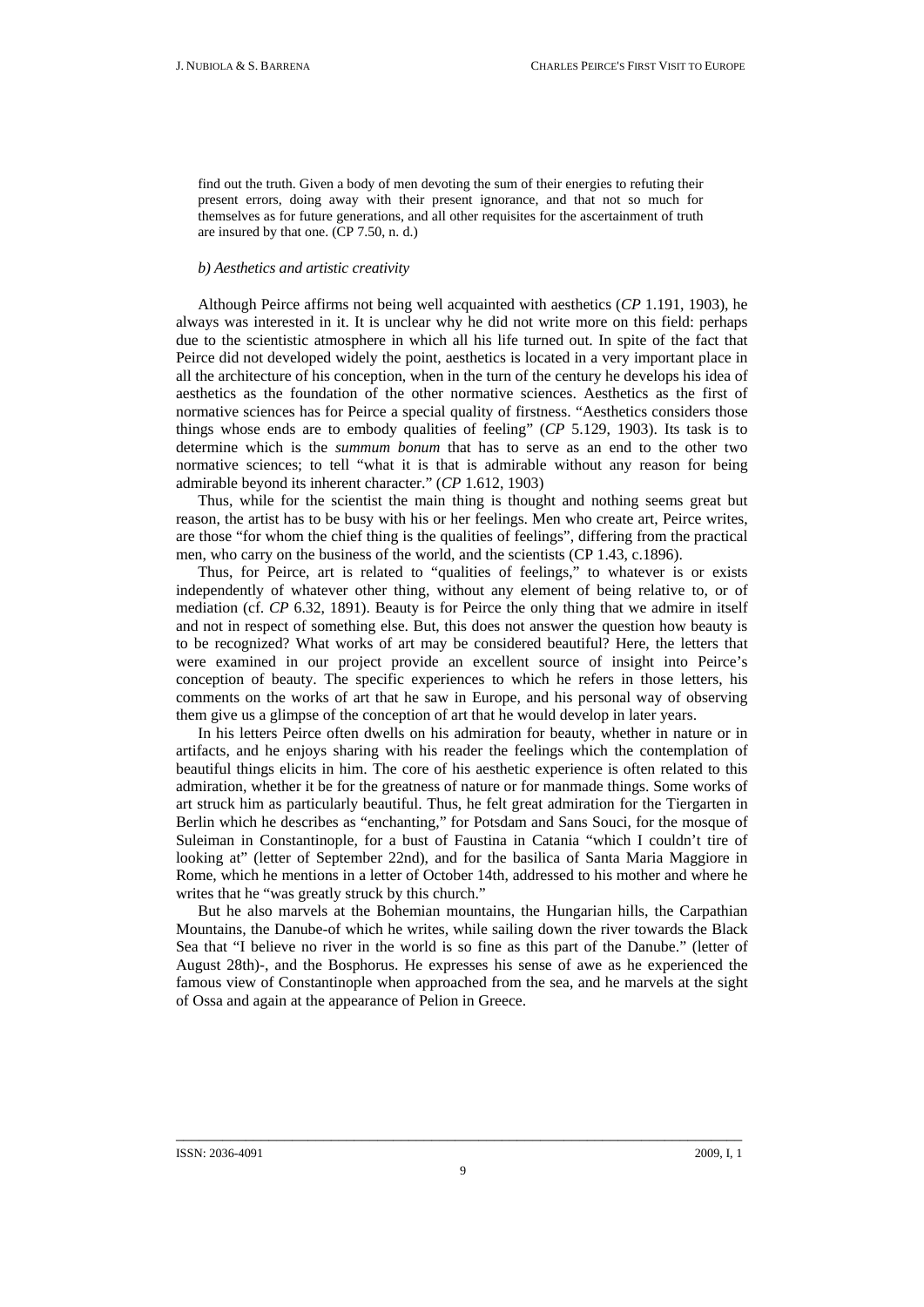> find out the truth. Given a body of men devoting the sum of their energies to refuting their present errors, doing away with their present ignorance, and that not so much for themselves as for future generations, and all other requisites for the ascertainment of truth are insured by that one. (CP 7.50, n. d.)

### *b) Aesthetics and artistic creativity*

Although Peirce affirms not being well acquainted with aesthetics (*CP* 1.191, 1903), he always was interested in it. It is unclear why he did not write more on this field: perhaps due to the scientistic atmosphere in which all his life turned out. In spite of the fact that Peirce did not developed widely the point, aesthetics is located in a very important place in all the architecture of his conception, when in the turn of the century he develops his idea of aesthetics as the foundation of the other normative sciences. Aesthetics as the first of normative sciences has for Peirce a special quality of firstness. "Aesthetics considers those things whose ends are to embody qualities of feeling" (*CP* 5.129, 1903). Its task is to determine which is the *summum bonum* that has to serve as an end to the other two normative sciences; to tell "what it is that is admirable without any reason for being admirable beyond its inherent character." (*CP* 1.612, 1903)

Thus, while for the scientist the main thing is thought and nothing seems great but reason, the artist has to be busy with his or her feelings. Men who create art, Peirce writes, are those "for whom the chief thing is the qualities of feelings", differing from the practical men, who carry on the business of the world, and the scientists (CP 1.43, c.1896).

Thus, for Peirce, art is related to "qualities of feelings," to whatever is or exists independently of whatever other thing, without any element of being relative to, or of mediation (cf. *CP* 6.32, 1891). Beauty is for Peirce the only thing that we admire in itself and not in respect of something else. But, this does not answer the question how beauty is to be recognized? What works of art may be considered beautiful? Here, the letters that were examined in our project provide an excellent source of insight into Peirce's conception of beauty. The specific experiences to which he refers in those letters, his comments on the works of art that he saw in Europe, and his personal way of observing them give us a glimpse of the conception of art that he would develop in later years.

In his letters Peirce often dwells on his admiration for beauty, whether in nature or in artifacts, and he enjoys sharing with his reader the feelings which the contemplation of beautiful things elicits in him. The core of his aesthetic experience is often related to this admiration, whether it be for the greatness of nature or for manmade things. Some works of art struck him as particularly beautiful. Thus, he felt great admiration for the Tiergarten in Berlin which he describes as "enchanting," for Potsdam and Sans Souci, for the mosque of Suleiman in Constantinople, for a bust of Faustina in Catania "which I couldn't tire of looking at" (letter of September 22nd), and for the basilica of Santa Maria Maggiore in Rome, which he mentions in a letter of October 14th, addressed to his mother and where he writes that he "was greatly struck by this church."

But he also marvels at the Bohemian mountains, the Hungarian hills, the Carpathian Mountains, the Danube-of which he writes, while sailing down the river towards the Black Sea that "I believe no river in the world is so fine as this part of the Danube." (letter of August 28th)-, and the Bosphorus. He expresses his sense of awe as he experienced the famous view of Constantinople when approached from the sea, and he marvels at the sight of Ossa and again at the appearance of Pelion in Greece.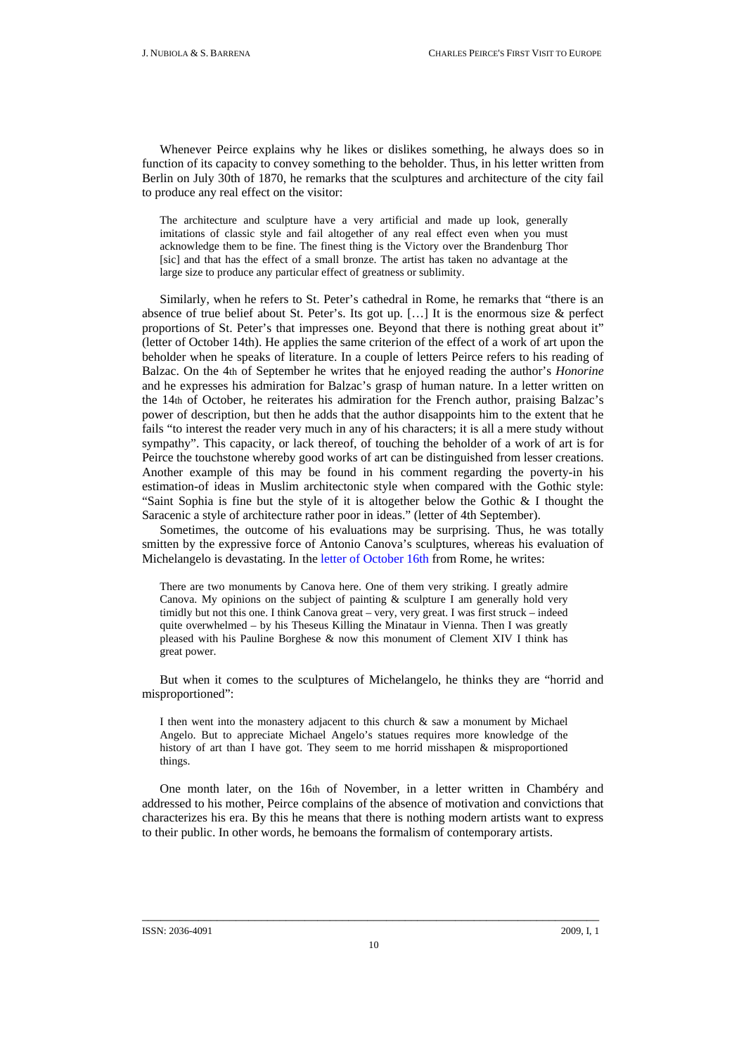Whenever Peirce explains why he likes or dislikes something, he always does so in function of its capacity to convey something to the beholder. Thus, in his letter written from Berlin on July 30th of 1870, he remarks that the sculptures and architecture of the city fail to produce any real effect on the visitor:

> The architecture and sculpture have a very artificial and made up look, generally imitations of classic style and fail altogether of any real effect even when you must acknowledge them to be fine. The finest thing is the Victory over the Brandenburg Thor [sic] and that has the effect of a small bronze. The artist has taken no advantage at the large size to produce any particular effect of greatness or sublimity.

Similarly, when he refers to St. Peter's cathedral in Rome, he remarks that "there is an absence of true belief about St. Peter's. Its got up. […] It is the enormous size & perfect proportions of St. Peter's that impresses one. Beyond that there is nothing great about it" (letter of October 14th). He applies the same criterion of the effect of a work of art upon the beholder when he speaks of literature. In a couple of letters Peirce refers to his reading of Balzac. On the 4th of September he writes that he enjoyed reading the author's *Honorine* and he expresses his admiration for Balzac's grasp of human nature. In a letter written on the 14th of October, he reiterates his admiration for the French author, praising Balzac's power of description, but then he adds that the author disappoints him to the extent that he fails "to interest the reader very much in any of his characters; it is all a mere study without sympathy". This capacity, or lack thereof, of touching the beholder of a work of art is for Peirce the touchstone whereby good works of art can be distinguished from lesser creations. Another example of this may be found in his comment regarding the poverty-in his estimation-of ideas in Muslim architectonic style when compared with the Gothic style: "Saint Sophia is fine but the style of it is altogether below the Gothic & I thought the Saracenic a style of architecture rather poor in ideas." (letter of 4th September).

Sometimes, the outcome of his evaluations may be surprising. Thus, he was totally smitten by the expressive force of Antonio Canova's sculptures, whereas his evaluation of Michelangelo is devastating. In the letter of October 16th from Rome, he writes:

> There are two monuments by Canova here. One of them very striking. I greatly admire Canova. My opinions on the subject of painting & sculpture I am generally hold very timidly but not this one. I think Canova great – very, very great. I was first struck – indeed quite overwhelmed – by his Theseus Killing the Minataur in Vienna. Then I was greatly pleased with his Pauline Borghese & now this monument of Clement XIV I think has great power.

But when it comes to the sculptures of Michelangelo, he thinks they are "horrid and misproportioned":

> I then went into the monastery adjacent to this church & saw a monument by Michael Angelo. But to appreciate Michael Angelo's statues requires more knowledge of the history of art than I have got. They seem to me horrid misshapen & misproportioned things.

One month later, on the 16th of November, in a letter written in Chambéry and addressed to his mother, Peirce complains of the absence of motivation and convictions that characterizes his era. By this he means that there is nothing modern artists want to express to their public. In other words, he bemoans the formalism of contemporary artists.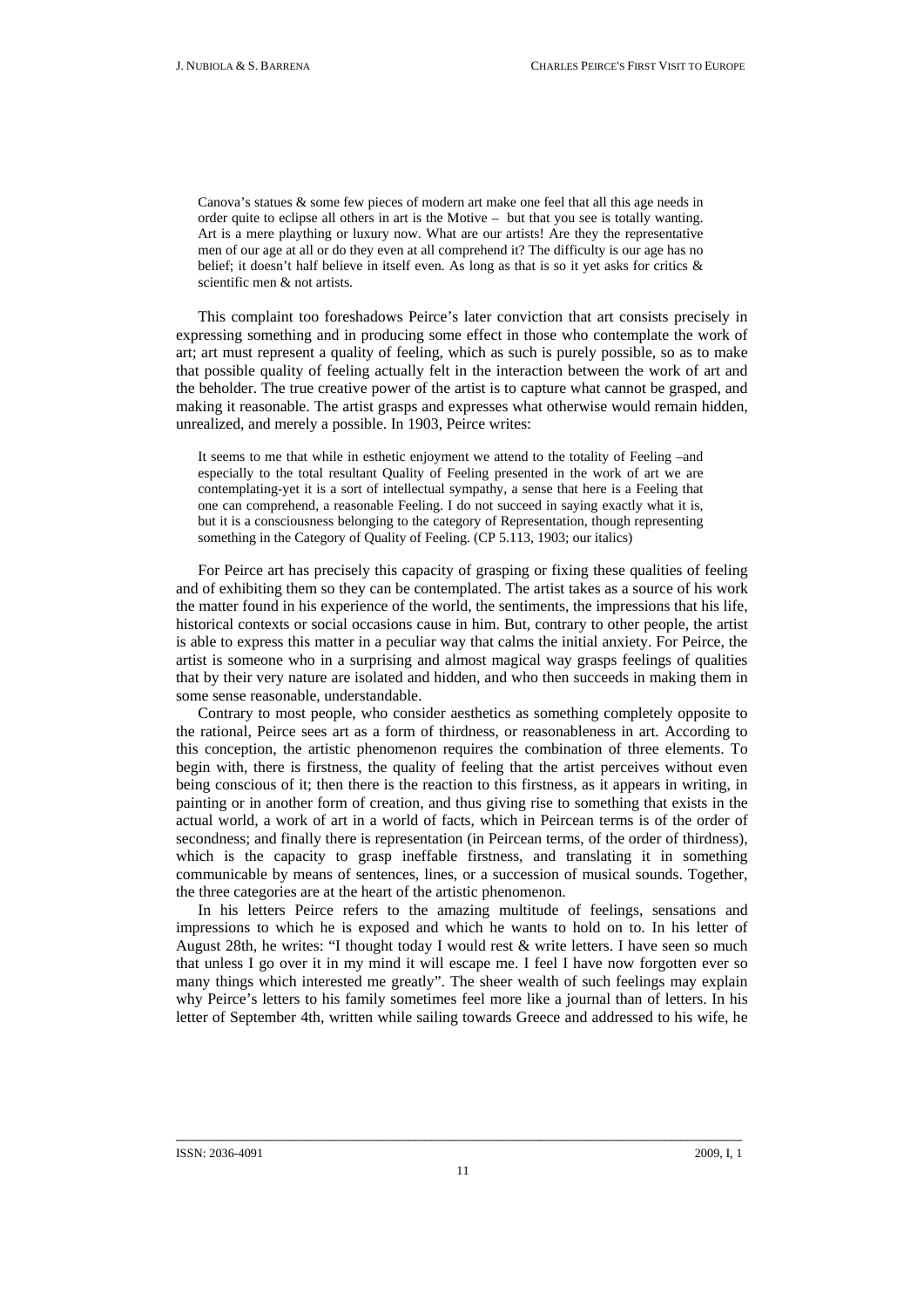> Canova's statues & some few pieces of modern art make one feel that all this age needs in order quite to eclipse all others in art is the Motive – but that you see is totally wanting. Art is a mere plaything or luxury now. What are our artists! Are they the representative men of our age at all or do they even at all comprehend it? The difficulty is our age has no belief; it doesn't half believe in itself even. As long as that is so it yet asks for critics & scientific men & not artists.

This complaint too foreshadows Peirce's later conviction that art consists precisely in expressing something and in producing some effect in those who contemplate the work of art; art must represent a quality of feeling, which as such is purely possible, so as to make that possible quality of feeling actually felt in the interaction between the work of art and the beholder. The true creative power of the artist is to capture what cannot be grasped, and making it reasonable. The artist grasps and expresses what otherwise would remain hidden, unrealized, and merely a possible. In 1903, Peirce writes:

> It seems to me that while in esthetic enjoyment we attend to the totality of Feeling –and especially to the total resultant Quality of Feeling presented in the work of art we are contemplating-yet it is a sort of intellectual sympathy, a sense that here is a Feeling that one can comprehend, a reasonable Feeling. I do not succeed in saying exactly what it is, but it is a consciousness belonging to the category of Representation, though representing something in the Category of Quality of Feeling. (CP 5.113, 1903; our italics)

For Peirce art has precisely this capacity of grasping or fixing these qualities of feeling and of exhibiting them so they can be contemplated. The artist takes as a source of his work the matter found in his experience of the world, the sentiments, the impressions that his life, historical contexts or social occasions cause in him. But, contrary to other people, the artist is able to express this matter in a peculiar way that calms the initial anxiety. For Peirce, the artist is someone who in a surprising and almost magical way grasps feelings of qualities that by their very nature are isolated and hidden, and who then succeeds in making them in some sense reasonable, understandable.

Contrary to most people, who consider aesthetics as something completely opposite to the rational, Peirce sees art as a form of thirdness, or reasonableness in art. According to this conception, the artistic phenomenon requires the combination of three elements. To begin with, there is firstness, the quality of feeling that the artist perceives without even being conscious of it; then there is the reaction to this firstness, as it appears in writing, in painting or in another form of creation, and thus giving rise to something that exists in the actual world, a work of art in a world of facts, which in Peircean terms is of the order of secondness; and finally there is representation (in Peircean terms, of the order of thirdness), which is the capacity to grasp ineffable firstness, and translating it in something communicable by means of sentences, lines, or a succession of musical sounds. Together, the three categories are at the heart of the artistic phenomenon.

In his letters Peirce refers to the amazing multitude of feelings, sensations and impressions to which he is exposed and which he wants to hold on to. In his letter of August 28th, he writes: "I thought today I would rest & write letters. I have seen so much that unless I go over it in my mind it will escape me. I feel I have now forgotten ever so many things which interested me greatly". The sheer wealth of such feelings may explain why Peirce's letters to his family sometimes feel more like a journal than of letters. In his letter of September 4th, written while sailing towards Greece and addressed to his wife, he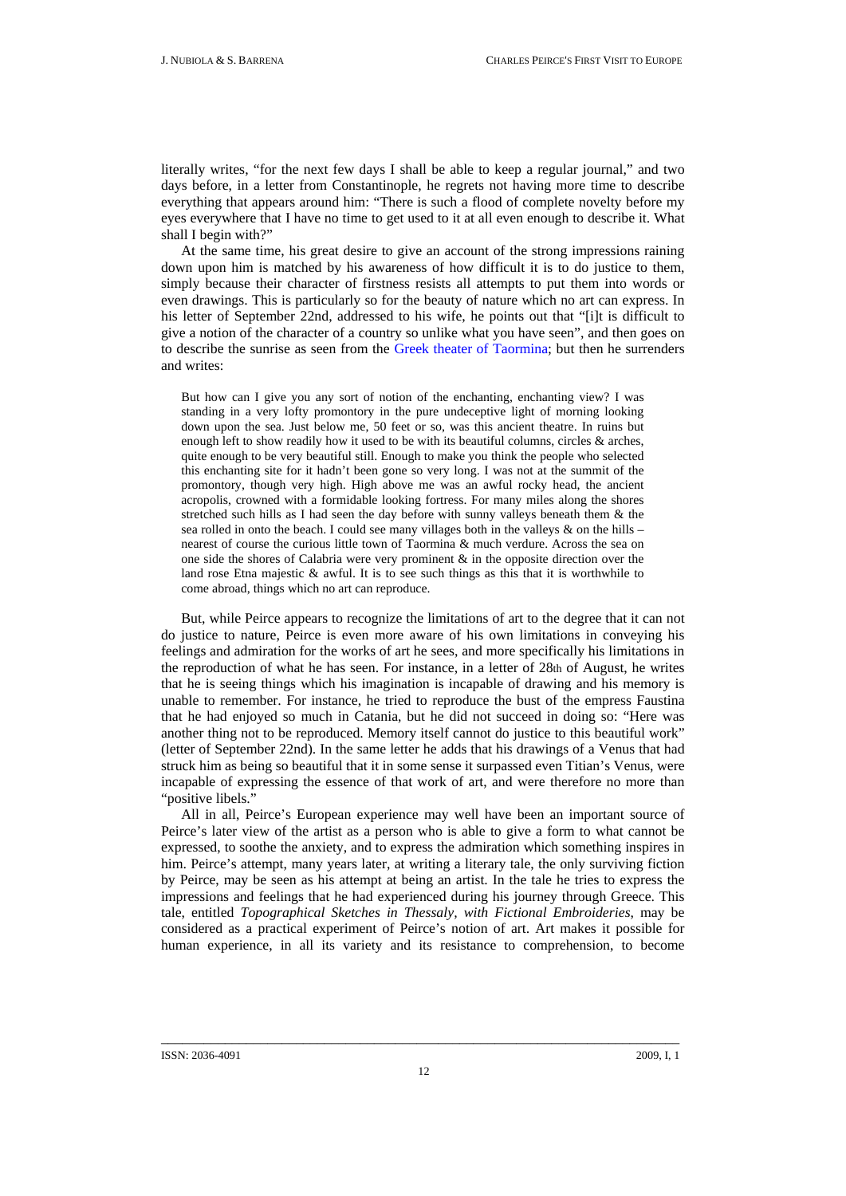literally writes, "for the next few days I shall be able to keep a regular journal," and two days before, in a letter from Constantinople, he regrets not having more time to describe everything that appears around him: "There is such a flood of complete novelty before my eyes everywhere that I have no time to get used to it at all even enough to describe it. What shall I begin with?"

At the same time, his great desire to give an account of the strong impressions raining down upon him is matched by his awareness of how difficult it is to do justice to them, simply because their character of firstness resists all attempts to put them into words or even drawings. This is particularly so for the beauty of nature which no art can express. In his letter of September 22nd, addressed to his wife, he points out that "[i]t is difficult to give a notion of the character of a country so unlike what you have seen", and then goes on to describe the sunrise as seen from the Greek theater of Taormina; but then he surrenders and writes:

> But how can I give you any sort of notion of the enchanting, enchanting view? I was standing in a very lofty promontory in the pure undeceptive light of morning looking down upon the sea. Just below me, 50 feet or so, was this ancient theatre. In ruins but enough left to show readily how it used to be with its beautiful columns, circles & arches, quite enough to be very beautiful still. Enough to make you think the people who selected this enchanting site for it hadn't been gone so very long. I was not at the summit of the promontory, though very high. High above me was an awful rocky head, the ancient acropolis, crowned with a formidable looking fortress. For many miles along the shores stretched such hills as I had seen the day before with sunny valleys beneath them & the sea rolled in onto the beach. I could see many villages both in the valleys & on the hills – nearest of course the curious little town of Taormina & much verdure. Across the sea on one side the shores of Calabria were very prominent & in the opposite direction over the land rose Etna majestic & awful. It is to see such things as this that it is worthwhile to come abroad, things which no art can reproduce.

But, while Peirce appears to recognize the limitations of art to the degree that it can not do justice to nature, Peirce is even more aware of his own limitations in conveying his feelings and admiration for the works of art he sees, and more specifically his limitations in the reproduction of what he has seen. For instance, in a letter of 28th of August, he writes that he is seeing things which his imagination is incapable of drawing and his memory is unable to remember. For instance, he tried to reproduce the bust of the empress Faustina that he had enjoyed so much in Catania, but he did not succeed in doing so: "Here was another thing not to be reproduced. Memory itself cannot do justice to this beautiful work" (letter of September 22nd). In the same letter he adds that his drawings of a Venus that had struck him as being so beautiful that it in some sense it surpassed even Titian's Venus, were incapable of expressing the essence of that work of art, and were therefore no more than "positive libels."

All in all, Peirce's European experience may well have been an important source of Peirce's later view of the artist as a person who is able to give a form to what cannot be expressed, to soothe the anxiety, and to express the admiration which something inspires in him. Peirce's attempt, many years later, at writing a literary tale, the only surviving fiction by Peirce, may be seen as his attempt at being an artist. In the tale he tries to express the impressions and feelings that he had experienced during his journey through Greece. This tale, entitled *Topographical Sketches in Thessaly, with Fictional Embroideries*, may be considered as a practical experiment of Peirce's notion of art. Art makes it possible for human experience, in all its variety and its resistance to comprehension, to become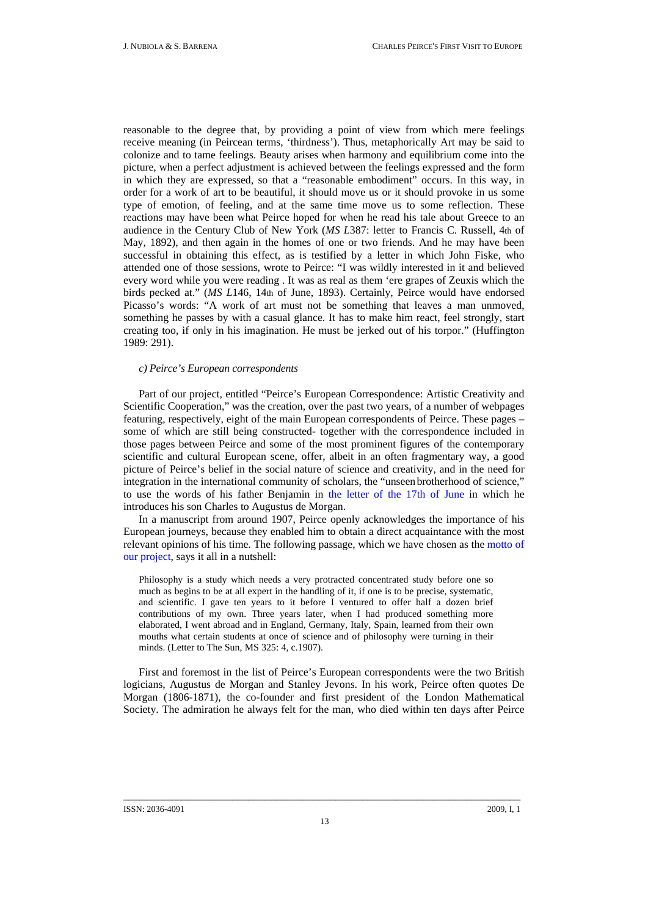reasonable to the degree that, by providing a point of view from which mere feelings receive meaning (in Peircean terms, 'thirdness'). Thus, metaphorically Art may be said to colonize and to tame feelings. Beauty arises when harmony and equilibrium come into the picture, when a perfect adjustment is achieved between the feelings expressed and the form in which they are expressed, so that a "reasonable embodiment" occurs. In this way, in order for a work of art to be beautiful, it should move us or it should provoke in us some type of emotion, of feeling, and at the same time move us to some reflection. These reactions may have been what Peirce hoped for when he read his tale about Greece to an audience in the Century Club of New York (*MS L*387: letter to Francis C. Russell, 4th of May, 1892), and then again in the homes of one or two friends. And he may have been successful in obtaining this effect, as is testified by a letter in which John Fiske, who attended one of those sessions, wrote to Peirce: "I was wildly interested in it and believed every word while you were reading . It was as real as them 'ere grapes of Zeuxis which the birds pecked at." (*MS L*146, 14th of June, 1893). Certainly, Peirce would have endorsed Picasso's words: "A work of art must not be something that leaves a man unmoved, something he passes by with a casual glance. It has to make him react, feel strongly, start creating too, if only in his imagination. He must be jerked out of his torpor." (Huffington 1989: 291).

*c) Peirce's European correspondents*

Part of our project, entitled "Peirce's European Correspondence: Artistic Creativity and Scientific Cooperation," was the creation, over the past two years, of a number of webpages featuring, respectively, eight of the main European correspondents of Peirce. These pages – some of which are still being constructed- together with the correspondence included in those pages between Peirce and some of the most prominent figures of the contemporary scientific and cultural European scene, offer, albeit in an often fragmentary way, a good picture of Peirce's belief in the social nature of science and creativity, and in the need for integration in the international community of scholars, the "unseen brotherhood of science," to use the words of his father Benjamin in the letter of the 17th of June in which he introduces his son Charles to Augustus de Morgan.

In a manuscript from around 1907, Peirce openly acknowledges the importance of his European journeys, because they enabled him to obtain a direct acquaintance with the most relevant opinions of his time. The following passage, which we have chosen as the motto of our project, says it all in a nutshell:

> Philosophy is a study which needs a very protracted concentrated study before one so much as begins to be at all expert in the handling of it, if one is to be precise, systematic, and scientific. I gave ten years to it before I ventured to offer half a dozen brief contributions of my own. Three years later, when I had produced something more elaborated, I went abroad and in England, Germany, Italy, Spain, learned from their own mouths what certain students at once of science and of philosophy were turning in their minds. (Letter to The Sun, MS 325: 4, c.1907).

First and foremost in the list of Peirce's European correspondents were the two British logicians, Augustus de Morgan and Stanley Jevons. In his work, Peirce often quotes De Morgan (1806-1871), the co-founder and first president of the London Mathematical Society. The admiration he always felt for the man, who died within ten days after Peirce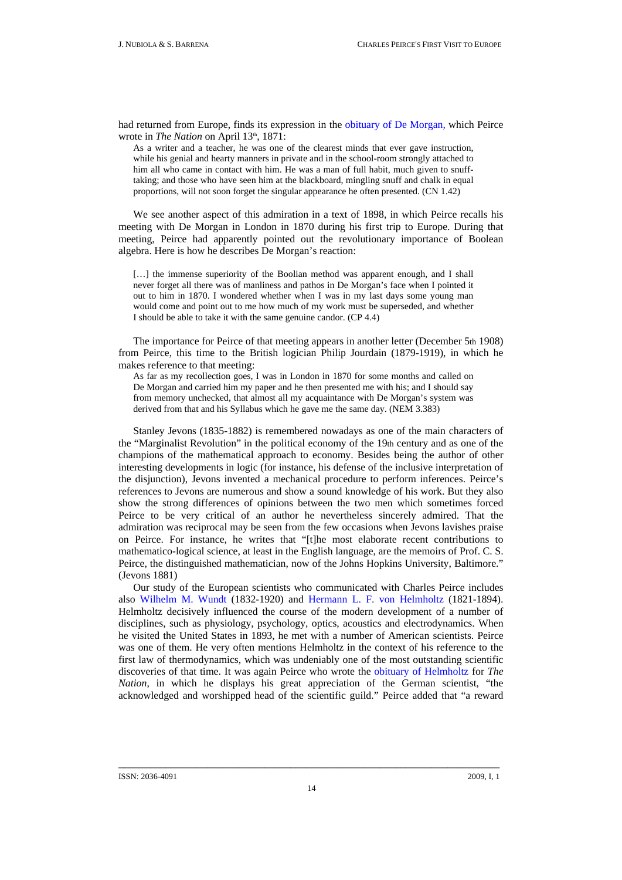had returned from Europe, finds its expression in the obituary of De Morgan, which Peirce wrote in *The Nation* on April 13th, 1871:

> As a writer and a teacher, he was one of the clearest minds that ever gave instruction, while his genial and hearty manners in private and in the school-room strongly attached to him all who came in contact with him. He was a man of full habit, much given to snuff-taking; and those who have seen him at the blackboard, mingling snuff and chalk in equal proportions, will not soon forget the singular appearance he often presented. (CN 1.42)

We see another aspect of this admiration in a text of 1898, in which Peirce recalls his meeting with De Morgan in London in 1870 during his first trip to Europe. During that meeting, Peirce had apparently pointed out the revolutionary importance of Boolean algebra. Here is how he describes De Morgan's reaction:

> […] the immense superiority of the Boolian method was apparent enough, and I shall never forget all there was of manliness and pathos in De Morgan's face when I pointed it out to him in 1870. I wondered whether when I was in my last days some young man would come and point out to me how much of my work must be superseded, and whether I should be able to take it with the same genuine candor. (CP 4.4)

The importance for Peirce of that meeting appears in another letter (December 5th 1908) from Peirce, this time to the British logician Philip Jourdain (1879-1919), in which he makes reference to that meeting:

> As far as my recollection goes, I was in London in 1870 for some months and called on De Morgan and carried him my paper and he then presented me with his; and I should say from memory unchecked, that almost all my acquaintance with De Morgan's system was derived from that and his Syllabus which he gave me the same day. (NEM 3.383)

Stanley Jevons (1835-1882) is remembered nowadays as one of the main characters of the "Marginalist Revolution" in the political economy of the 19th century and as one of the champions of the mathematical approach to economy. Besides being the author of other interesting developments in logic (for instance, his defense of the inclusive interpretation of the disjunction), Jevons invented a mechanical procedure to perform inferences. Peirce's references to Jevons are numerous and show a sound knowledge of his work. But they also show the strong differences of opinions between the two men which sometimes forced Peirce to be very critical of an author he nevertheless sincerely admired. That the admiration was reciprocal may be seen from the few occasions when Jevons lavishes praise on Peirce. For instance, he writes that "[t]he most elaborate recent contributions to mathematico-logical science, at least in the English language, are the memoirs of Prof. C. S. Peirce, the distinguished mathematician, now of the Johns Hopkins University, Baltimore." (Jevons 1881)

Our study of the European scientists who communicated with Charles Peirce includes also Wilhelm M. Wundt (1832-1920) and Hermann L. F. von Helmholtz (1821-1894). Helmholtz decisively influenced the course of the modern development of a number of disciplines, such as physiology, psychology, optics, acoustics and electrodynamics. When he visited the United States in 1893, he met with a number of American scientists. Peirce was one of them. He very often mentions Helmholtz in the context of his reference to the first law of thermodynamics, which was undeniably one of the most outstanding scientific discoveries of that time. It was again Peirce who wrote the obituary of Helmholtz for *The Nation*, in which he displays his great appreciation of the German scientist, "the acknowledged and worshipped head of the scientific guild." Peirce added that "a reward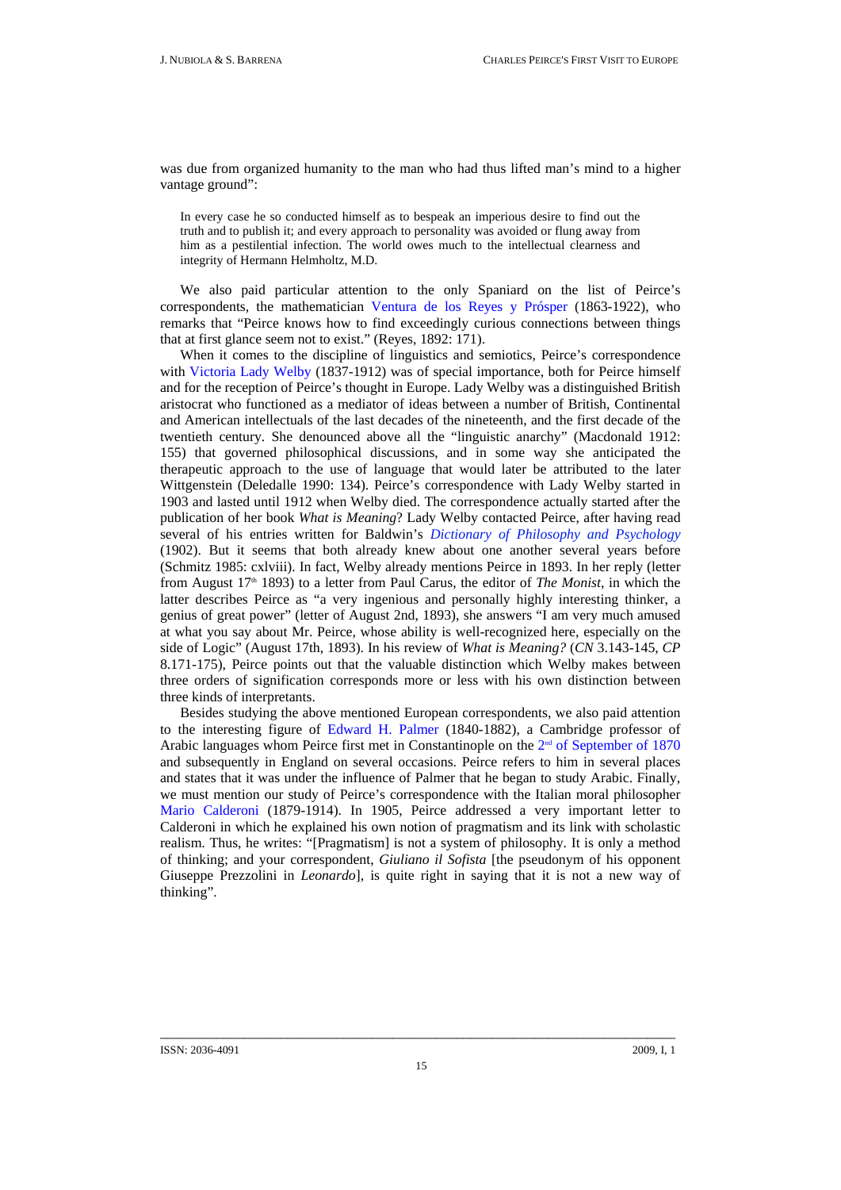was due from organized humanity to the man who had thus lifted man's mind to a higher vantage ground":

> In every case he so conducted himself as to bespeak an imperious desire to find out the truth and to publish it; and every approach to personality was avoided or flung away from him as a pestilential infection. The world owes much to the intellectual clearness and integrity of Hermann Helmholtz, M.D.

We also paid particular attention to the only Spaniard on the list of Peirce's correspondents, the mathematician Ventura de los Reyes y Prósper (1863-1922), who remarks that "Peirce knows how to find exceedingly curious connections between things that at first glance seem not to exist." (Reyes, 1892: 171).

When it comes to the discipline of linguistics and semiotics, Peirce's correspondence with Victoria Lady Welby (1837-1912) was of special importance, both for Peirce himself and for the reception of Peirce's thought in Europe. Lady Welby was a distinguished British aristocrat who functioned as a mediator of ideas between a number of British, Continental and American intellectuals of the last decades of the nineteenth, and the first decade of the twentieth century. She denounced above all the "linguistic anarchy" (Macdonald 1912: 155) that governed philosophical discussions, and in some way she anticipated the therapeutic approach to the use of language that would later be attributed to the later Wittgenstein (Deledalle 1990: 134). Peirce's correspondence with Lady Welby started in 1903 and lasted until 1912 when Welby died. The correspondence actually started after the publication of her book *What is Meaning*? Lady Welby contacted Peirce, after having read several of his entries written for Baldwin's *Dictionary of Philosophy and Psychology* (1902). But it seems that both already knew about one another several years before (Schmitz 1985: cxlviii). In fact, Welby already mentions Peirce in 1893. In her reply (letter from August 17th 1893) to a letter from Paul Carus, the editor of *The Monist*, in which the latter describes Peirce as "a very ingenious and personally highly interesting thinker, a genius of great power" (letter of August 2nd, 1893), she answers "I am very much amused at what you say about Mr. Peirce, whose ability is well-recognized here, especially on the side of Logic" (August 17th, 1893). In his review of *What is Meaning?* (*CN* 3.143-145, *CP* 8.171-175), Peirce points out that the valuable distinction which Welby makes between three orders of signification corresponds more or less with his own distinction between three kinds of interpretants.

Besides studying the above mentioned European correspondents, we also paid attention to the interesting figure of Edward H. Palmer (1840-1882), a Cambridge professor of Arabic languages whom Peirce first met in Constantinople on the 2nd of September of 1870 and subsequently in England on several occasions. Peirce refers to him in several places and states that it was under the influence of Palmer that he began to study Arabic. Finally, we must mention our study of Peirce's correspondence with the Italian moral philosopher Mario Calderoni (1879-1914). In 1905, Peirce addressed a very important letter to Calderoni in which he explained his own notion of pragmatism and its link with scholastic realism. Thus, he writes: "[Pragmatism] is not a system of philosophy. It is only a method of thinking; and your correspondent, *Giuliano il Sofista* [the pseudonym of his opponent Giuseppe Prezzolini in *Leonardo*], is quite right in saying that it is not a new way of thinking".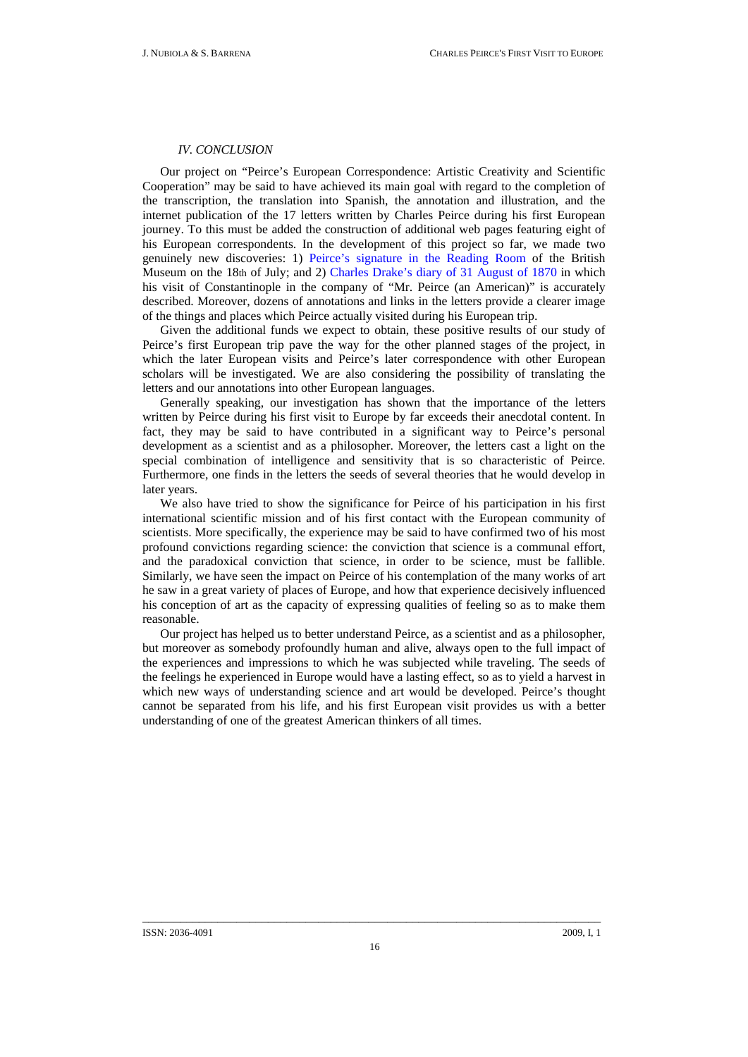## *IV. CONCLUSION*

Our project on "Peirce's European Correspondence: Artistic Creativity and Scientific Cooperation" may be said to have achieved its main goal with regard to the completion of the transcription, the translation into Spanish, the annotation and illustration, and the internet publication of the 17 letters written by Charles Peirce during his first European journey. To this must be added the construction of additional web pages featuring eight of his European correspondents. In the development of this project so far, we made two genuinely new discoveries: 1) Peirce's signature in the Reading Room of the British Museum on the 18th of July; and 2) Charles Drake's diary of 31 August of 1870 in which his visit of Constantinople in the company of "Mr. Peirce (an American)" is accurately described. Moreover, dozens of annotations and links in the letters provide a clearer image of the things and places which Peirce actually visited during his European trip.

Given the additional funds we expect to obtain, these positive results of our study of Peirce's first European trip pave the way for the other planned stages of the project, in which the later European visits and Peirce's later correspondence with other European scholars will be investigated. We are also considering the possibility of translating the letters and our annotations into other European languages.

Generally speaking, our investigation has shown that the importance of the letters written by Peirce during his first visit to Europe by far exceeds their anecdotal content. In fact, they may be said to have contributed in a significant way to Peirce's personal development as a scientist and as a philosopher. Moreover, the letters cast a light on the special combination of intelligence and sensitivity that is so characteristic of Peirce. Furthermore, one finds in the letters the seeds of several theories that he would develop in later years.

We also have tried to show the significance for Peirce of his participation in his first international scientific mission and of his first contact with the European community of scientists. More specifically, the experience may be said to have confirmed two of his most profound convictions regarding science: the conviction that science is a communal effort, and the paradoxical conviction that science, in order to be science, must be fallible. Similarly, we have seen the impact on Peirce of his contemplation of the many works of art he saw in a great variety of places of Europe, and how that experience decisively influenced his conception of art as the capacity of expressing qualities of feeling so as to make them reasonable.

Our project has helped us to better understand Peirce, as a scientist and as a philosopher, but moreover as somebody profoundly human and alive, always open to the full impact of the experiences and impressions to which he was subjected while traveling. The seeds of the feelings he experienced in Europe would have a lasting effect, so as to yield a harvest in which new ways of understanding science and art would be developed. Peirce's thought cannot be separated from his life, and his first European visit provides us with a better understanding of one of the greatest American thinkers of all times.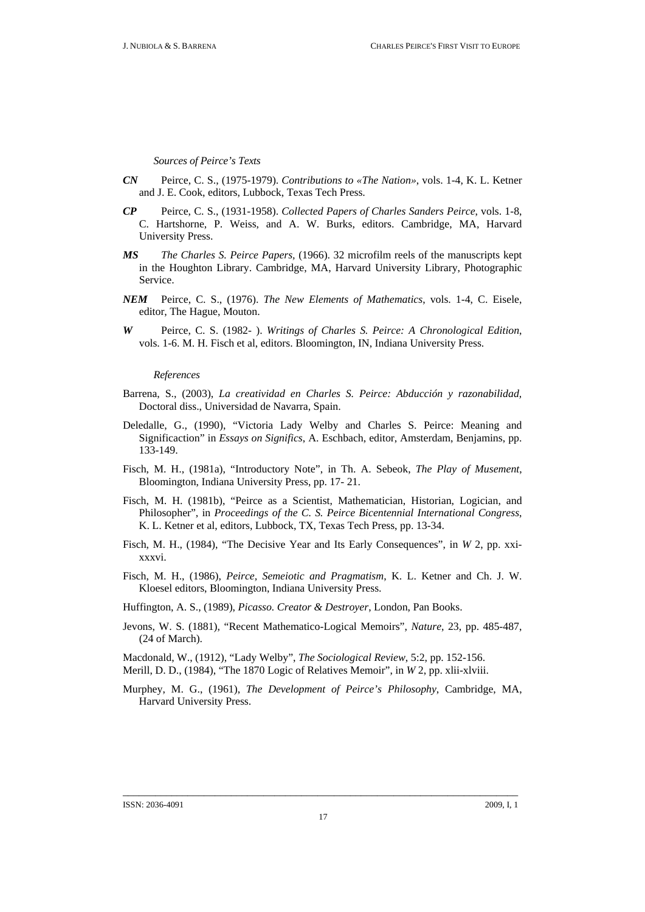### *Sources of Peirce's Texts*

***CN*** Peirce, C. S., (1975-1979). *Contributions to «The Nation»*, vols. 1-4, K. L. Ketner and J. E. Cook, editors, Lubbock, Texas Tech Press.

***CP*** Peirce, C. S., (1931-1958). *Collected Papers of Charles Sanders Peirce,* vols. 1-8, C. Hartshorne, P. Weiss, and A. W. Burks, editors. Cambridge, MA, Harvard University Press.

***MS*** *The Charles S. Peirce Papers,* (1966). 32 microfilm reels of the manuscripts kept in the Houghton Library. Cambridge, MA, Harvard University Library, Photographic Service.

***NEM*** Peirce, C. S., (1976). *The New Elements of Mathematics*, vols. 1-4, C. Eisele, editor, The Hague, Mouton.

***W*** Peirce, C. S. (1982- ). *Writings of Charles S. Peirce: A Chronological Edition*, vols. 1-6. M. H. Fisch et al, editors. Bloomington, IN, Indiana University Press.

### *References*

Barrena, S., (2003), *La creatividad en Charles S. Peirce: Abducción y razonabilidad*, Doctoral diss., Universidad de Navarra, Spain.

Deledalle, G., (1990), "Victoria Lady Welby and Charles S. Peirce: Meaning and Significaction" in *Essays on Significs*, A. Eschbach, editor, Amsterdam, Benjamins, pp. 133-149.

Fisch, M. H., (1981a), "Introductory Note", in Th. A. Sebeok, *The Play of Musement*, Bloomington, Indiana University Press, pp. 17- 21.

Fisch, M. H. (1981b), "Peirce as a Scientist, Mathematician, Historian, Logician, and Philosopher", in *Proceedings of the C. S. Peirce Bicentennial International Congress*, K. L. Ketner et al, editors, Lubbock, TX, Texas Tech Press, pp. 13-34.

Fisch, M. H., (1984), "The Decisive Year and Its Early Consequences", in *W* 2, pp. xxi-xxxvi.

Fisch, M. H., (1986), *Peirce, Semeiotic and Pragmatism*, K. L. Ketner and Ch. J. W. Kloesel editors, Bloomington, Indiana University Press.

Huffington, A. S., (1989), *Picasso. Creator & Destroyer*, London, Pan Books.

Jevons, W. S. (1881), "Recent Mathematico-Logical Memoirs", *Nature*, 23, pp. 485-487, (24 of March).

Macdonald, W., (1912), "Lady Welby", *The Sociological Review*, 5:2, pp. 152-156.

Merill, D. D., (1984), "The 1870 Logic of Relatives Memoir", in *W* 2, pp. xlii-xlviii.

Murphey, M. G., (1961), *The Development of Peirce's Philosophy*, Cambridge, MA, Harvard University Press.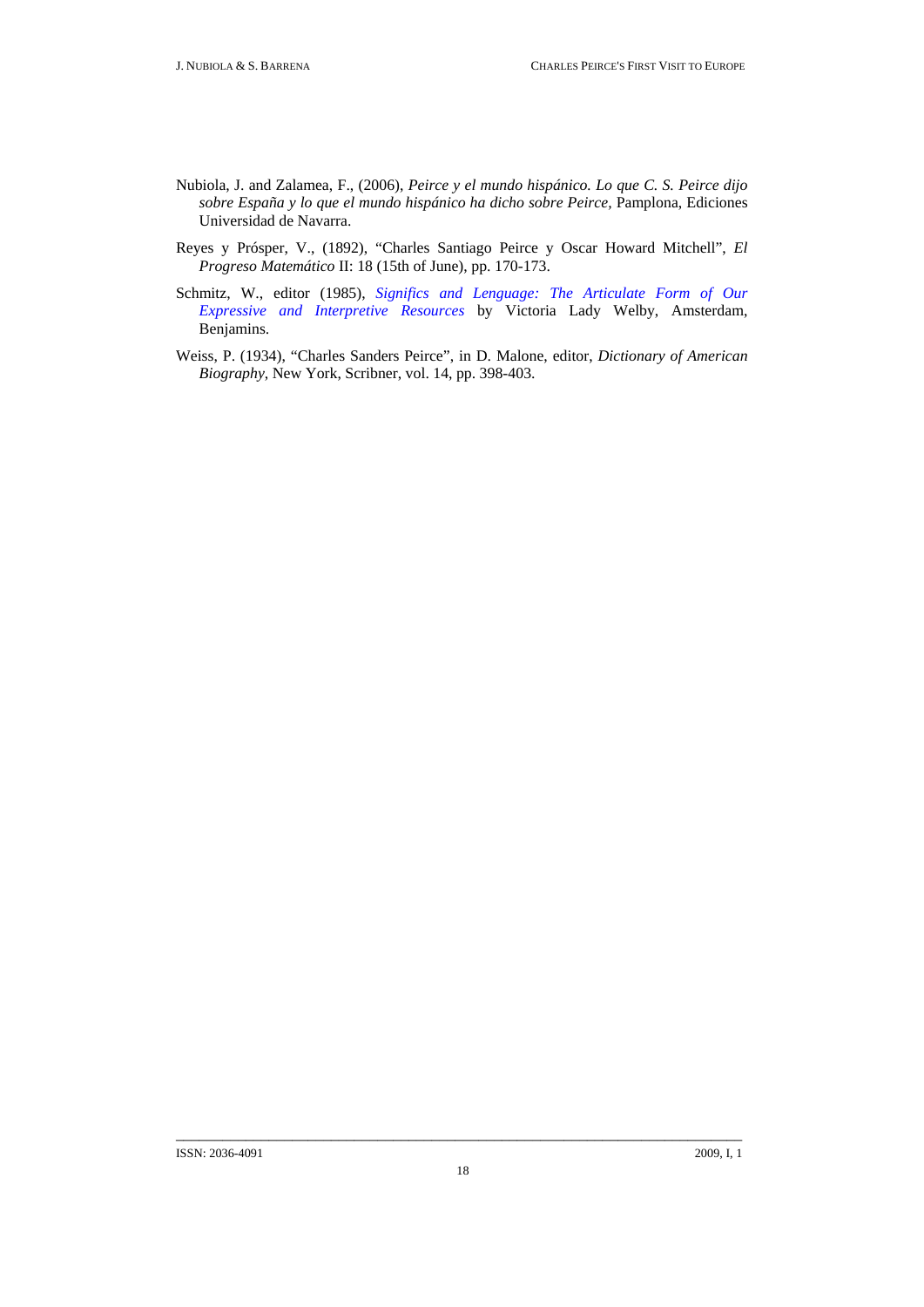Nubiola, J. and Zalamea, F., (2006), *Peirce y el mundo hispánico. Lo que C. S. Peirce dijo sobre España y lo que el mundo hispánico ha dicho sobre Peirce*, Pamplona, Ediciones Universidad de Navarra.

Reyes y Prósper, V., (1892), "Charles Santiago Peirce y Oscar Howard Mitchell", *El Progreso Matemático* II: 18 (15th of June), pp. 170-173.

Schmitz, W., editor (1985), *Significs and Lenguage: The Articulate Form of Our Expressive and Interpretive Resources* by Victoria Lady Welby, Amsterdam, Benjamins.

Weiss, P. (1934), "Charles Sanders Peirce", in D. Malone, editor, *Dictionary of American Biography*, New York, Scribner, vol. 14, pp. 398-403.